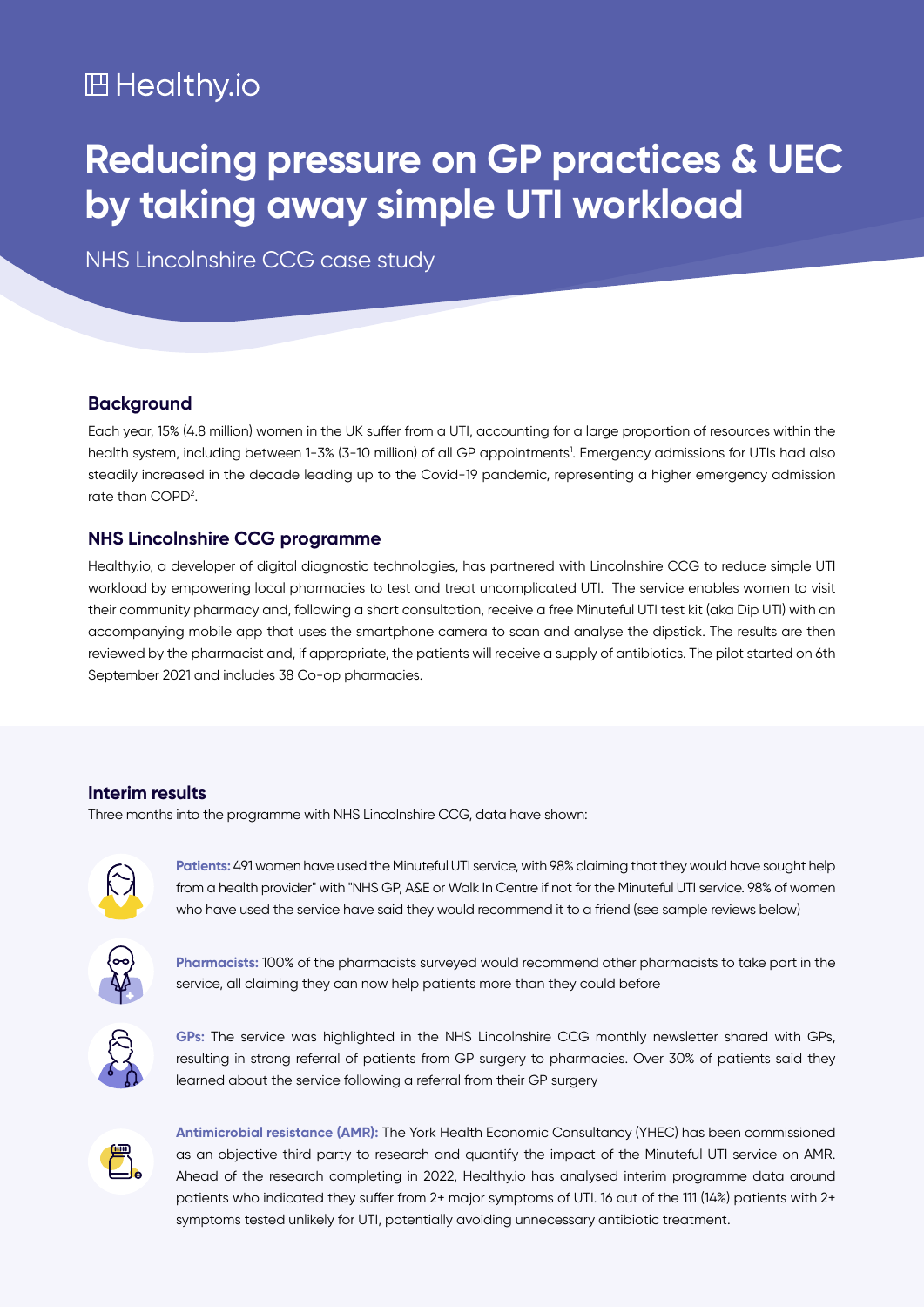Healthy.io

# Reducing pressure on GP practices & UEC by taking away simple UTI workload

NHS Lincolnshire CCG case study

## Background

Each year, 15% (4.8 million) women in the UK suffer from a UTI, accounting for a large proportion of resources within the health system, including between 1-3% (3-10 million) of all GP appointments[1]. Emergency admissions for UTIs had also steadily increased in the decade leading up to the Covid-19 pandemic, representing a higher emergency admission rate than COPD[2].

## NHS Lincolnshire CCG programme

Healthy.io, a developer of digital diagnostic technologies, has partnered with Lincolnshire CCG to reduce simple UTI workload by empowering local pharmacies to test and treat uncomplicated UTI. The service enables women to visit their community pharmacy and, following a short consultation, receive a free Minuteful UTI test kit (aka Dip UTI) with an accompanying mobile app that uses the smartphone camera to scan and analyse the dipstick. The results are then reviewed by the pharmacist and, if appropriate, the patients will receive a supply of antibiotics. The pilot started on 6th September 2021 and includes 38 Co-op pharmacies.

## Interim results

Three months into the programme with NHS Lincolnshire CCG, data have shown:

**Patients:** 491 women have used the Minuteful UTI service, with 98% claiming that they would have sought help from a health provider" with "NHS GP, A&E or Walk In Centre if not for the Minuteful UTI service. 98% of women who have used the service have said they would recommend it to a friend (see sample reviews below)

**Pharmacists:** 100% of the pharmacists surveyed would recommend other pharmacists to take part in the service, all claiming they can now help patients more than they could before

**GPs:** The service was highlighted in the NHS Lincolnshire CCG monthly newsletter shared with GPs, resulting in strong referral of patients from GP surgery to pharmacies. Over 30% of patients said they learned about the service following a referral from their GP surgery

**Antimicrobial resistance (AMR):** The York Health Economic Consultancy (YHEC) has been commissioned as an objective third party to research and quantify the impact of the Minuteful UTI service on AMR. Ahead of the research completing in 2022, Healthy.io has analysed interim programme data around patients who indicated they suffer from 2+ major symptoms of UTI. 16 out of the 111 (14%) patients with 2+ symptoms tested unlikely for UTI, potentially avoiding unnecessary antibiotic treatment.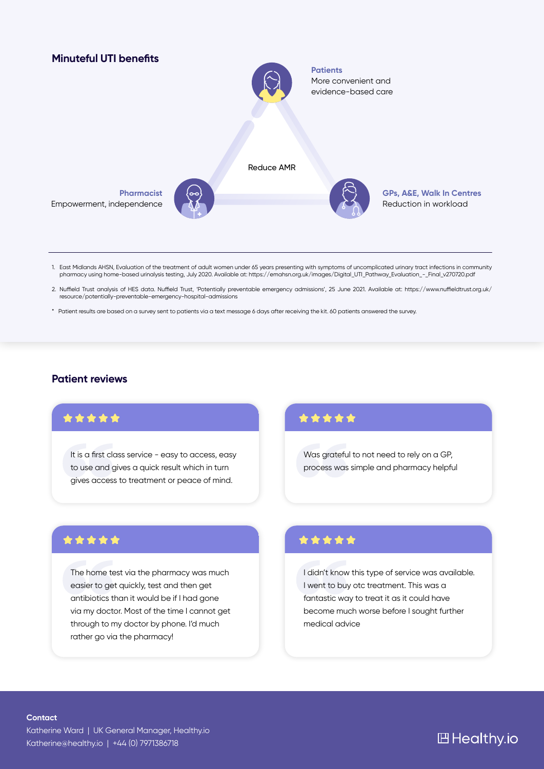## Minuteful UTI benefits

**Patients**
More convenient and evidence-based care

Reduce AMR

**Pharmacist**
Empowerment, independence

**GPs, A&E, Walk In Centres**
Reduction in workload

1. East Midlands AHSN, Evaluation of the treatment of adult women under 65 years presenting with symptoms of uncomplicated urinary tract infections in community pharmacy using home-based urinalysis testing, July 2020. Available at: https://emahsn.org.uk/images/Digital_UTI_Pathway_Evaluation_-_Final_v270720.pdf
2. Nuffield Trust analysis of HES data. Nuffield Trust, 'Potentially preventable emergency admissions', 25 June 2021. Available at: https://www.nuffieldtrust.org.uk/resource/potentially-preventable-emergency-hospital-admissions

* Patient results are based on a survey sent to patients via a text message 6 days after receiving the kit. 60 patients answered the survey.

## Patient reviews

★★★★★

It is a first class service - easy to access, easy to use and gives a quick result which in turn gives access to treatment or peace of mind.

★★★★★

Was grateful to not need to rely on a GP, process was simple and pharmacy helpful

★★★★★

The home test via the pharmacy was much easier to get quickly, test and then get antibiotics than it would be if I had gone via my doctor. Most of the time I cannot get through to my doctor by phone. I'd much rather go via the pharmacy!

★★★★★

I didn't know this type of service was available. I went to buy otc treatment. This was a fantastic way to treat it as it could have become much worse before I sought further medical advice

**Contact**
Katherine Ward | UK General Manager, Healthy.io
Katherine@healthy.io | +44 (0) 7971386718

Healthy.io